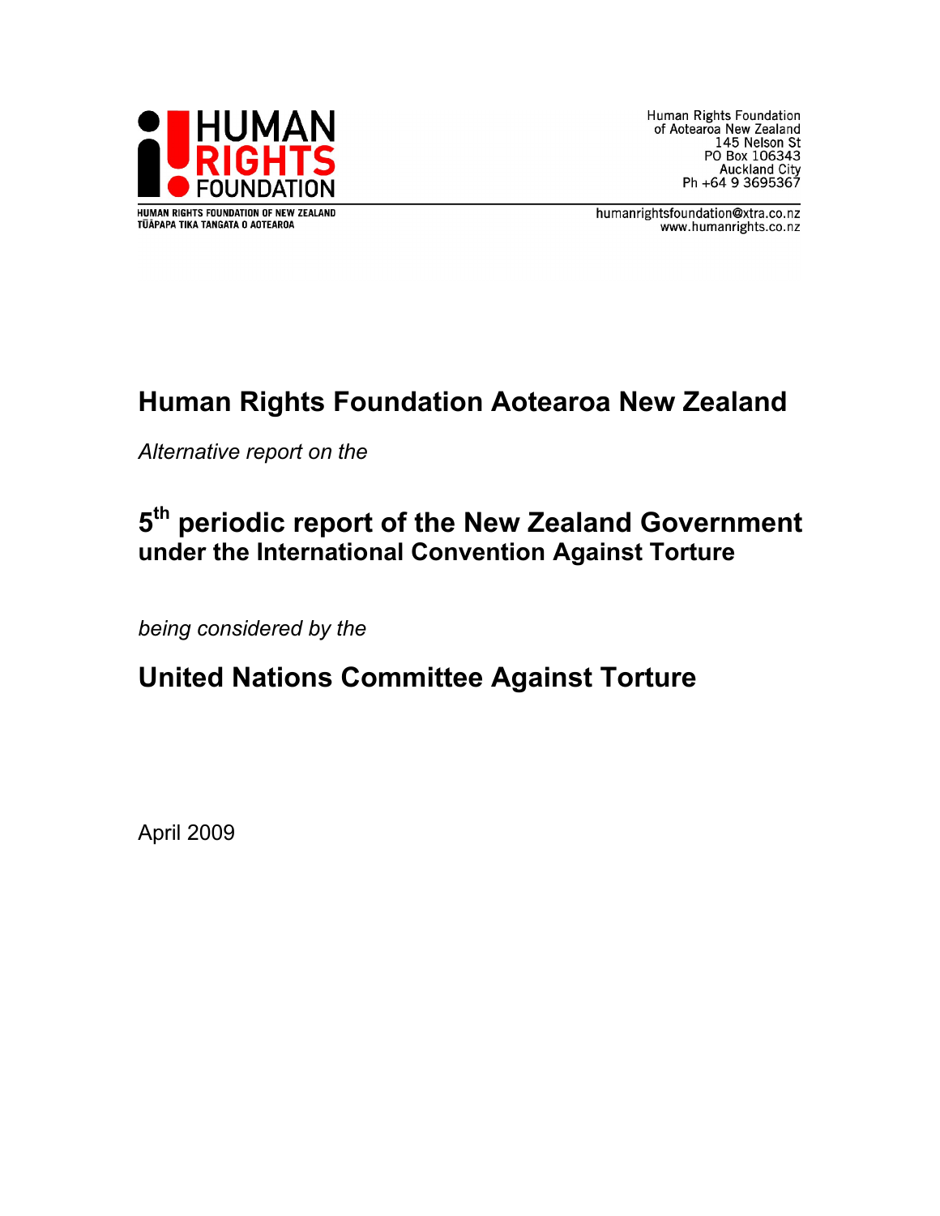HUMAN RIGHTS FOUNDATION

HUMAN RIGHTS FOUNDATION OF NEW ZEALAND
TŪĀPAPA TIKA TANGATA O AOTEAROA

Human Rights Foundation
of Aotearoa New Zealand
145 Nelson St
PO Box 106343
Auckland City
Ph +64 9 3695367

humanrightsfoundation@xtra.co.nz
www.humanrights.co.nz

# Human Rights Foundation Aotearoa New Zealand

*Alternative report on the*

# 5th periodic report of the New Zealand Government under the International Convention Against Torture

*being considered by the*

# United Nations Committee Against Torture

April 2009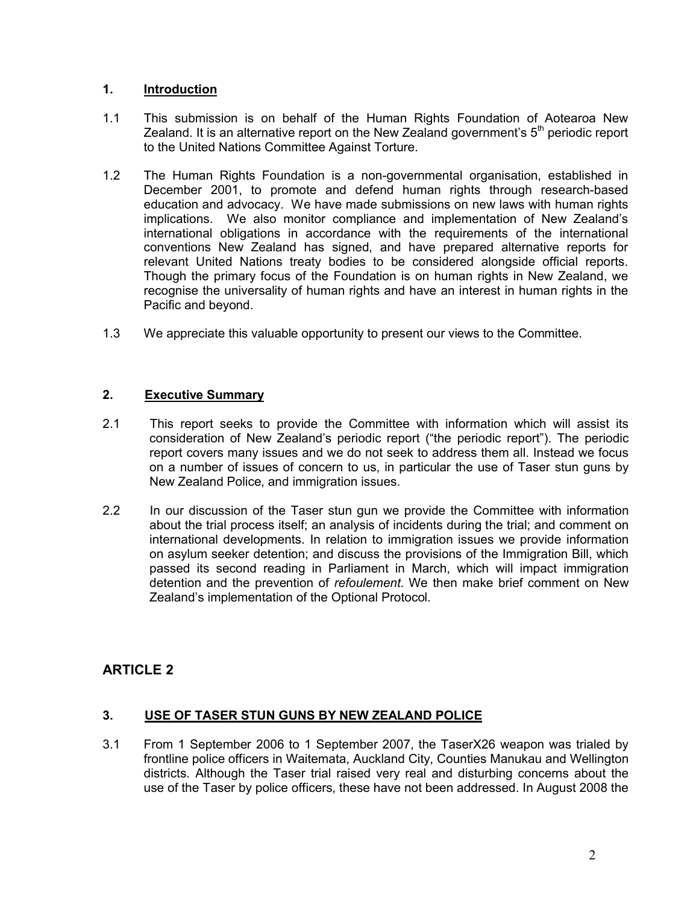## 1. Introduction

1.1 This submission is on behalf of the Human Rights Foundation of Aotearoa New Zealand. It is an alternative report on the New Zealand government's 5th periodic report to the United Nations Committee Against Torture.

1.2 The Human Rights Foundation is a non-governmental organisation, established in December 2001, to promote and defend human rights through research-based education and advocacy. We have made submissions on new laws with human rights implications. We also monitor compliance and implementation of New Zealand's international obligations in accordance with the requirements of the international conventions New Zealand has signed, and have prepared alternative reports for relevant United Nations treaty bodies to be considered alongside official reports. Though the primary focus of the Foundation is on human rights in New Zealand, we recognise the universality of human rights and have an interest in human rights in the Pacific and beyond.

1.3 We appreciate this valuable opportunity to present our views to the Committee.

## 2. Executive Summary

2.1 This report seeks to provide the Committee with information which will assist its consideration of New Zealand's periodic report ("the periodic report"). The periodic report covers many issues and we do not seek to address them all. Instead we focus on a number of issues of concern to us, in particular the use of Taser stun guns by New Zealand Police, and immigration issues.

2.2 In our discussion of the Taser stun gun we provide the Committee with information about the trial process itself; an analysis of incidents during the trial; and comment on international developments. In relation to immigration issues we provide information on asylum seeker detention; and discuss the provisions of the Immigration Bill, which passed its second reading in Parliament in March, which will impact immigration detention and the prevention of *refoulement*. We then make brief comment on New Zealand's implementation of the Optional Protocol.

# ARTICLE 2

## 3. USE OF TASER STUN GUNS BY NEW ZEALAND POLICE

3.1 From 1 September 2006 to 1 September 2007, the TaserX26 weapon was trialed by frontline police officers in Waitemata, Auckland City, Counties Manukau and Wellington districts. Although the Taser trial raised very real and disturbing concerns about the use of the Taser by police officers, these have not been addressed. In August 2008 the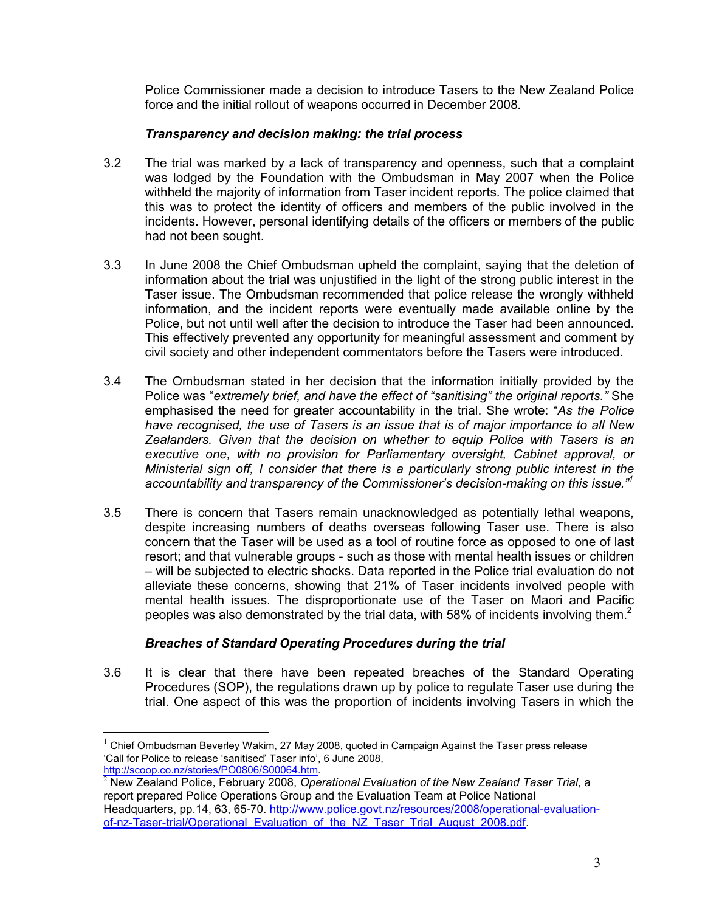Police Commissioner made a decision to introduce Tasers to the New Zealand Police force and the initial rollout of weapons occurred in December 2008.

### *Transparency and decision making: the trial process*

3.2 The trial was marked by a lack of transparency and openness, such that a complaint was lodged by the Foundation with the Ombudsman in May 2007 when the Police withheld the majority of information from Taser incident reports. The police claimed that this was to protect the identity of officers and members of the public involved in the incidents. However, personal identifying details of the officers or members of the public had not been sought.

3.3 In June 2008 the Chief Ombudsman upheld the complaint, saying that the deletion of information about the trial was unjustified in the light of the strong public interest in the Taser issue. The Ombudsman recommended that police release the wrongly withheld information, and the incident reports were eventually made available online by the Police, but not until well after the decision to introduce the Taser had been announced. This effectively prevented any opportunity for meaningful assessment and comment by civil society and other independent commentators before the Tasers were introduced.

3.4 The Ombudsman stated in her decision that the information initially provided by the Police was "*extremely brief, and have the effect of "sanitising" the original reports.*" She emphasised the need for greater accountability in the trial. She wrote: "*As the Police have recognised, the use of Tasers is an issue that is of major importance to all New Zealanders. Given that the decision on whether to equip Police with Tasers is an executive one, with no provision for Parliamentary oversight, Cabinet approval, or Ministerial sign off, I consider that there is a particularly strong public interest in the accountability and transparency of the Commissioner's decision-making on this issue.*"[1]

3.5 There is concern that Tasers remain unacknowledged as potentially lethal weapons, despite increasing numbers of deaths overseas following Taser use. There is also concern that the Taser will be used as a tool of routine force as opposed to one of last resort; and that vulnerable groups - such as those with mental health issues or children – will be subjected to electric shocks. Data reported in the Police trial evaluation do not alleviate these concerns, showing that 21% of Taser incidents involved people with mental health issues. The disproportionate use of the Taser on Maori and Pacific peoples was also demonstrated by the trial data, with 58% of incidents involving them.[2]

### *Breaches of Standard Operating Procedures during the trial*

3.6 It is clear that there have been repeated breaches of the Standard Operating Procedures (SOP), the regulations drawn up by police to regulate Taser use during the trial. One aspect of this was the proportion of incidents involving Tasers in which the

---

[1] Chief Ombudsman Beverley Wakim, 27 May 2008, quoted in Campaign Against the Taser press release 'Call for Police to release 'sanitised' Taser info', 6 June 2008, http://scoop.co.nz/stories/PO0806/S00064.htm.

[2] New Zealand Police, February 2008, *Operational Evaluation of the New Zealand Taser Trial*, a report prepared Police Operations Group and the Evaluation Team at Police National Headquarters, pp.14, 63, 65-70. http://www.police.govt.nz/resources/2008/operational-evaluation-of-nz-Taser-trial/Operational_Evaluation_of_the_NZ_Taser_Trial_August_2008.pdf.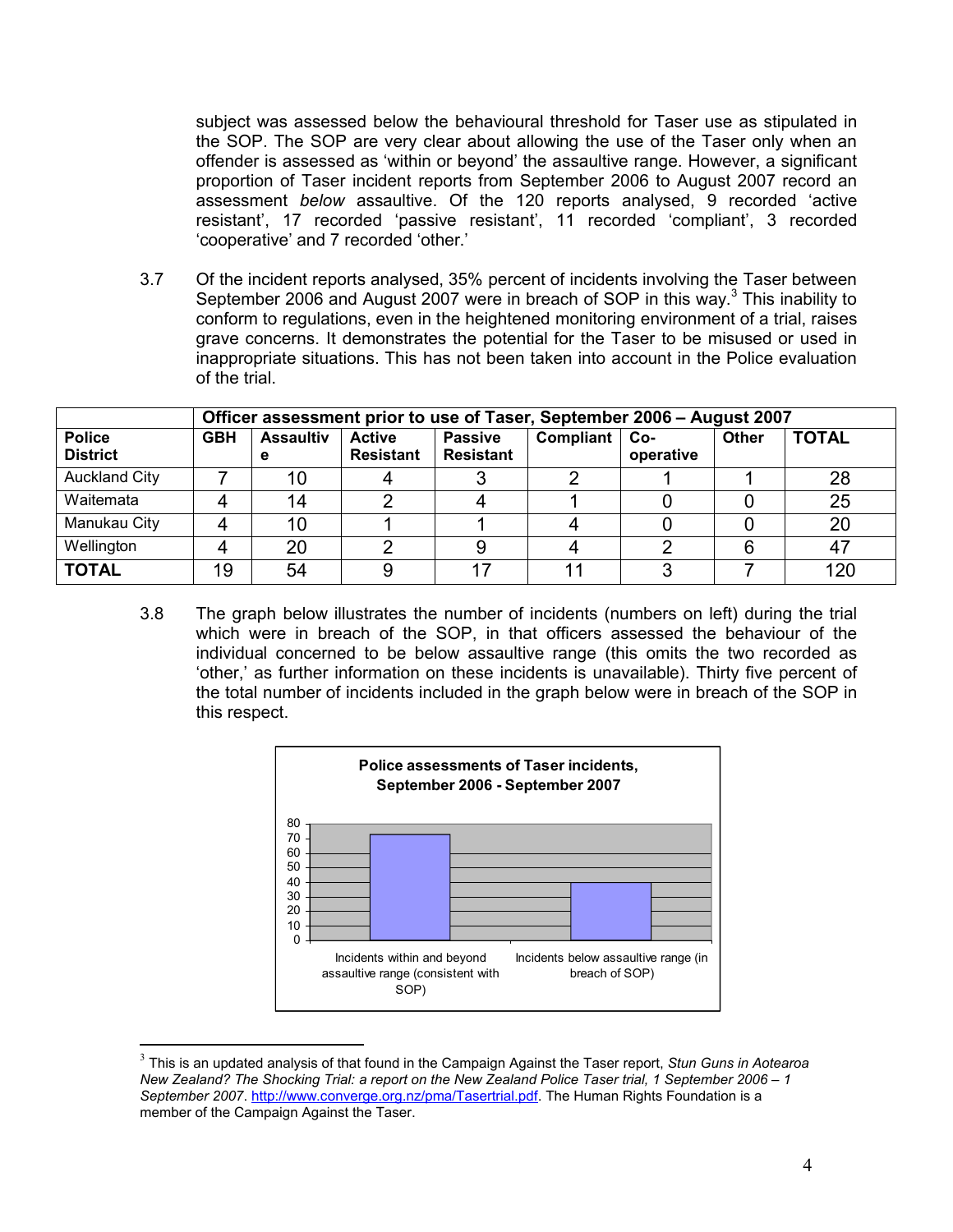subject was assessed below the behavioural threshold for Taser use as stipulated in the SOP. The SOP are very clear about allowing the use of the Taser only when an offender is assessed as 'within or beyond' the assaultive range. However, a significant proportion of Taser incident reports from September 2006 to August 2007 record an assessment *below* assaultive. Of the 120 reports analysed, 9 recorded 'active resistant', 17 recorded 'passive resistant', 11 recorded 'compliant', 3 recorded 'cooperative' and 7 recorded 'other.'

3.7 Of the incident reports analysed, 35% percent of incidents involving the Taser between September 2006 and August 2007 were in breach of SOP in this way.[3] This inability to conform to regulations, even in the heightened monitoring environment of a trial, raises grave concerns. It demonstrates the potential for the Taser to be misused or used in inappropriate situations. This has not been taken into account in the Police evaluation of the trial.

| | **Officer assessment prior to use of Taser, September 2006 – August 2007** | | | | | | | |
|---|---|---|---|---|---|---|---|---|
| **Police District** | **GBH** | **Assaultive** | **Active Resistant** | **Passive Resistant** | **Compliant** | **Co-operative** | **Other** | **TOTAL** |
| Auckland City | 7 | 10 | 4 | 3 | 2 | 1 | 1 | 28 |
| Waitemata | 4 | 14 | 2 | 4 | 1 | 0 | 0 | 25 |
| Manukau City | 4 | 10 | 1 | 1 | 4 | 0 | 0 | 20 |
| Wellington | 4 | 20 | 2 | 9 | 4 | 2 | 6 | 47 |
| **TOTAL** | 19 | 54 | 9 | 17 | 11 | 3 | 7 | 120 |

3.8 The graph below illustrates the number of incidents (numbers on left) during the trial which were in breach of the SOP, in that officers assessed the behaviour of the individual concerned to be below assaultive range (this omits the two recorded as 'other,' as further information on these incidents is unavailable). Thirty five percent of the total number of incidents included in the graph below were in breach of the SOP in this respect.

**Police assessments of Taser incidents, September 2006 - September 2007**

| Category | Number of incidents |
|---|---|
| Incidents within and beyond assaultive range (consistent with SOP) | 73 |
| Incidents below assaultive range (in breach of SOP) | 40 |

[3] This is an updated analysis of that found in the Campaign Against the Taser report, *Stun Guns in Aotearoa New Zealand? The Shocking Trial: a report on the New Zealand Police Taser trial, 1 September 2006 – 1 September 2007*. http://www.converge.org.nz/pma/Tasertrial.pdf. The Human Rights Foundation is a member of the Campaign Against the Taser.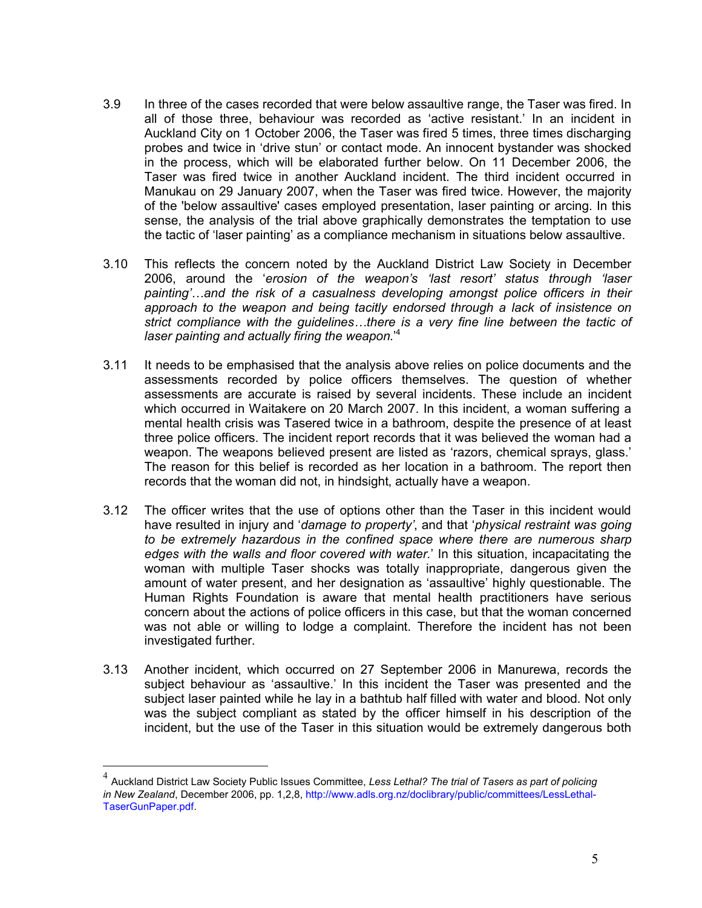3.9 In three of the cases recorded that were below assaultive range, the Taser was fired. In all of those three, behaviour was recorded as 'active resistant.' In an incident in Auckland City on 1 October 2006, the Taser was fired 5 times, three times discharging probes and twice in 'drive stun' or contact mode. An innocent bystander was shocked in the process, which will be elaborated further below. On 11 December 2006, the Taser was fired twice in another Auckland incident. The third incident occurred in Manukau on 29 January 2007, when the Taser was fired twice. However, the majority of the 'below assaultive' cases employed presentation, laser painting or arcing. In this sense, the analysis of the trial above graphically demonstrates the temptation to use the tactic of 'laser painting' as a compliance mechanism in situations below assaultive.

3.10 This reflects the concern noted by the Auckland District Law Society in December 2006, around the '*erosion of the weapon's 'last resort' status through 'laser painting'…and the risk of a casualness developing amongst police officers in their approach to the weapon and being tacitly endorsed through a lack of insistence on strict compliance with the guidelines…there is a very fine line between the tactic of laser painting and actually firing the weapon.*'[4]

3.11 It needs to be emphasised that the analysis above relies on police documents and the assessments recorded by police officers themselves. The question of whether assessments are accurate is raised by several incidents. These include an incident which occurred in Waitakere on 20 March 2007. In this incident, a woman suffering a mental health crisis was Tasered twice in a bathroom, despite the presence of at least three police officers. The incident report records that it was believed the woman had a weapon. The weapons believed present are listed as 'razors, chemical sprays, glass.' The reason for this belief is recorded as her location in a bathroom. The report then records that the woman did not, in hindsight, actually have a weapon.

3.12 The officer writes that the use of options other than the Taser in this incident would have resulted in injury and '*damage to property'*, and that '*physical restraint was going to be extremely hazardous in the confined space where there are numerous sharp edges with the walls and floor covered with water.*' In this situation, incapacitating the woman with multiple Taser shocks was totally inappropriate, dangerous given the amount of water present, and her designation as 'assaultive' highly questionable. The Human Rights Foundation is aware that mental health practitioners have serious concern about the actions of police officers in this case, but that the woman concerned was not able or willing to lodge a complaint. Therefore the incident has not been investigated further.

3.13 Another incident, which occurred on 27 September 2006 in Manurewa, records the subject behaviour as 'assaultive.' In this incident the Taser was presented and the subject laser painted while he lay in a bathtub half filled with water and blood. Not only was the subject compliant as stated by the officer himself in his description of the incident, but the use of the Taser in this situation would be extremely dangerous both

---

[4] Auckland District Law Society Public Issues Committee, *Less Lethal? The trial of Tasers as part of policing in New Zealand*, December 2006, pp. 1,2,8, http://www.adls.org.nz/doclibrary/public/committees/LessLethal-TaserGunPaper.pdf.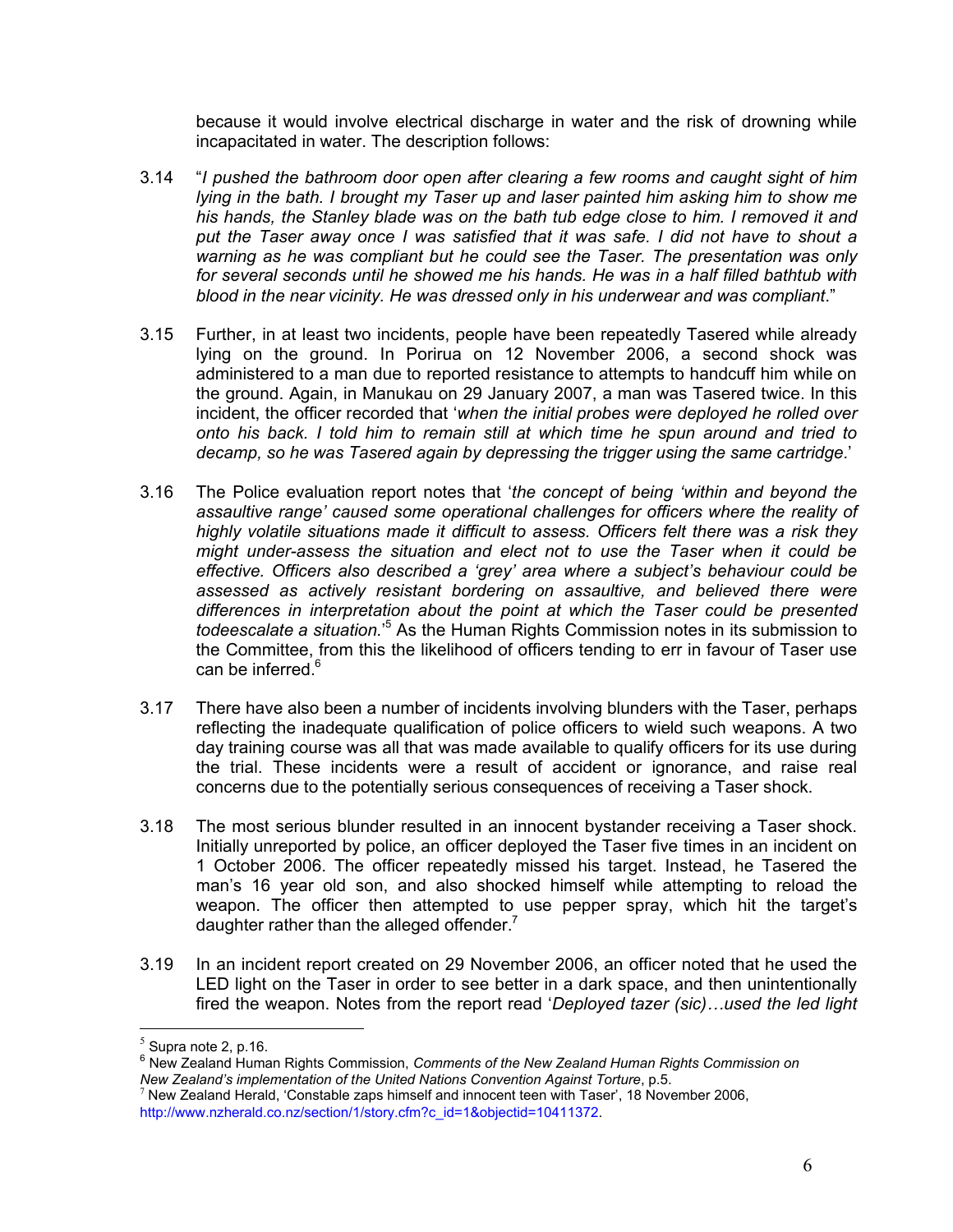because it would involve electrical discharge in water and the risk of drowning while incapacitated in water. The description follows:

3.14 "*I pushed the bathroom door open after clearing a few rooms and caught sight of him lying in the bath. I brought my Taser up and laser painted him asking him to show me his hands, the Stanley blade was on the bath tub edge close to him. I removed it and put the Taser away once I was satisfied that it was safe. I did not have to shout a warning as he was compliant but he could see the Taser. The presentation was only for several seconds until he showed me his hands. He was in a half filled bathtub with blood in the near vicinity. He was dressed only in his underwear and was compliant*."

3.15 Further, in at least two incidents, people have been repeatedly Tasered while already lying on the ground. In Porirua on 12 November 2006, a second shock was administered to a man due to reported resistance to attempts to handcuff him while on the ground. Again, in Manukau on 29 January 2007, a man was Tasered twice. In this incident, the officer recorded that '*when the initial probes were deployed he rolled over onto his back. I told him to remain still at which time he spun around and tried to decamp, so he was Tasered again by depressing the trigger using the same cartridge*.'

3.16 The Police evaluation report notes that '*the concept of being 'within and beyond the assaultive range' caused some operational challenges for officers where the reality of highly volatile situations made it difficult to assess. Officers felt there was a risk they might under-assess the situation and elect not to use the Taser when it could be effective. Officers also described a 'grey' area where a subject's behaviour could be assessed as actively resistant bordering on assaultive, and believed there were differences in interpretation about the point at which the Taser could be presented todeescalate a situation.*'[5] As the Human Rights Commission notes in its submission to the Committee, from this the likelihood of officers tending to err in favour of Taser use can be inferred.[6]

3.17 There have also been a number of incidents involving blunders with the Taser, perhaps reflecting the inadequate qualification of police officers to wield such weapons. A two day training course was all that was made available to qualify officers for its use during the trial. These incidents were a result of accident or ignorance, and raise real concerns due to the potentially serious consequences of receiving a Taser shock.

3.18 The most serious blunder resulted in an innocent bystander receiving a Taser shock. Initially unreported by police, an officer deployed the Taser five times in an incident on 1 October 2006. The officer repeatedly missed his target. Instead, he Tasered the man's 16 year old son, and also shocked himself while attempting to reload the weapon. The officer then attempted to use pepper spray, which hit the target's daughter rather than the alleged offender.[7]

3.19 In an incident report created on 29 November 2006, an officer noted that he used the LED light on the Taser in order to see better in a dark space, and then unintentionally fired the weapon. Notes from the report read '*Deployed tazer (sic)…used the led light*

---

[5] Supra note 2, p.16.

[6] New Zealand Human Rights Commission, *Comments of the New Zealand Human Rights Commission on New Zealand's implementation of the United Nations Convention Against Torture*, p.5.

[7] New Zealand Herald, 'Constable zaps himself and innocent teen with Taser', 18 November 2006, http://www.nzherald.co.nz/section/1/story.cfm?c_id=1&objectid=10411372.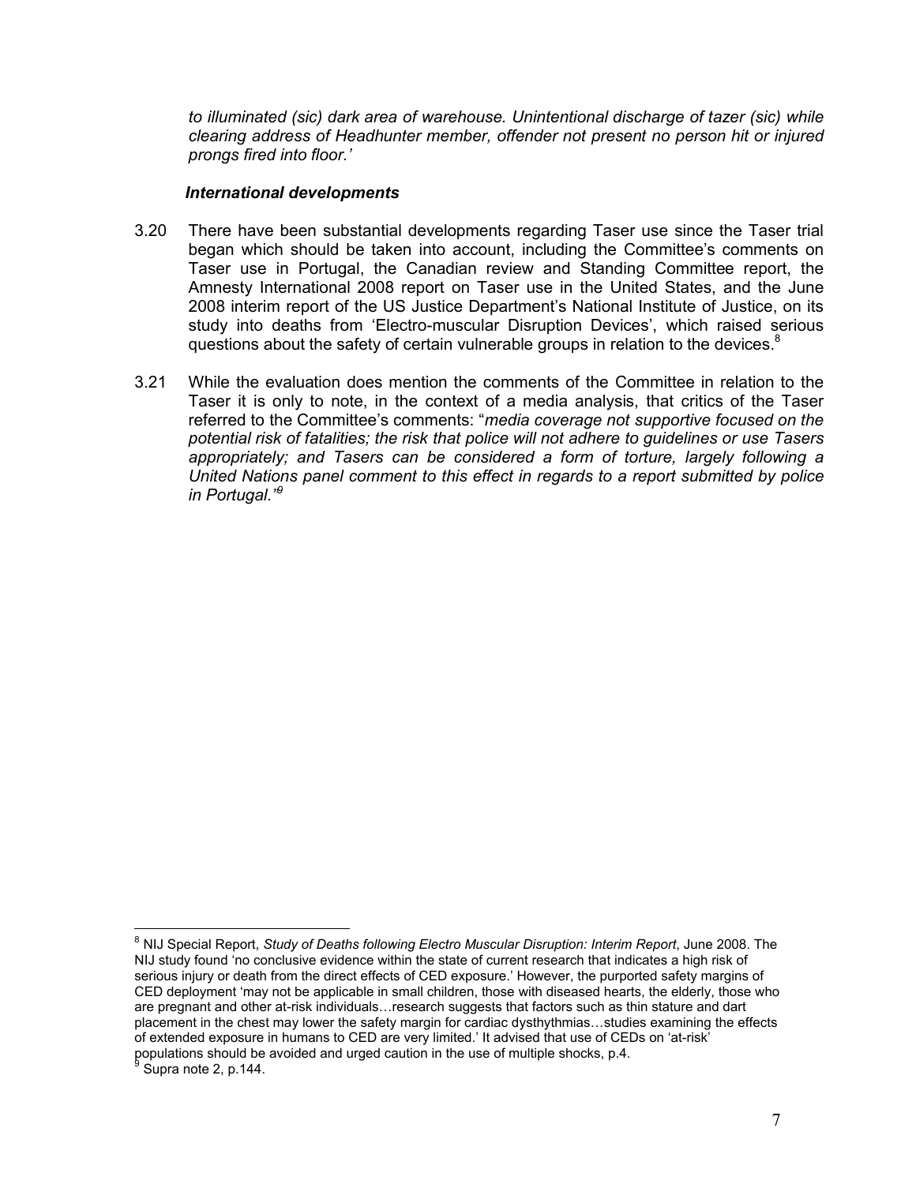*to illuminated (sic) dark area of warehouse. Unintentional discharge of tazer (sic) while clearing address of Headhunter member, offender not present no person hit or injured prongs fired into floor.'*

### *International developments*

3.20 There have been substantial developments regarding Taser use since the Taser trial began which should be taken into account, including the Committee's comments on Taser use in Portugal, the Canadian review and Standing Committee report, the Amnesty International 2008 report on Taser use in the United States, and the June 2008 interim report of the US Justice Department's National Institute of Justice, on its study into deaths from 'Electro-muscular Disruption Devices', which raised serious questions about the safety of certain vulnerable groups in relation to the devices.[8]

3.21 While the evaluation does mention the comments of the Committee in relation to the Taser it is only to note, in the context of a media analysis, that critics of the Taser referred to the Committee's comments: "*media coverage not supportive focused on the potential risk of fatalities; the risk that police will not adhere to guidelines or use Tasers appropriately; and Tasers can be considered a form of torture, largely following a United Nations panel comment to this effect in regards to a report submitted by police in Portugal.*"[9]

---

[8] NIJ Special Report, *Study of Deaths following Electro Muscular Disruption: Interim Report*, June 2008. The NIJ study found 'no conclusive evidence within the state of current research that indicates a high risk of serious injury or death from the direct effects of CED exposure.' However, the purported safety margins of CED deployment 'may not be applicable in small children, those with diseased hearts, the elderly, those who are pregnant and other at-risk individuals…research suggests that factors such as thin stature and dart placement in the chest may lower the safety margin for cardiac dysthythmias…studies examining the effects of extended exposure in humans to CED are very limited.' It advised that use of CEDs on 'at-risk' populations should be avoided and urged caution in the use of multiple shocks, p.4.

[9] Supra note 2, p.144.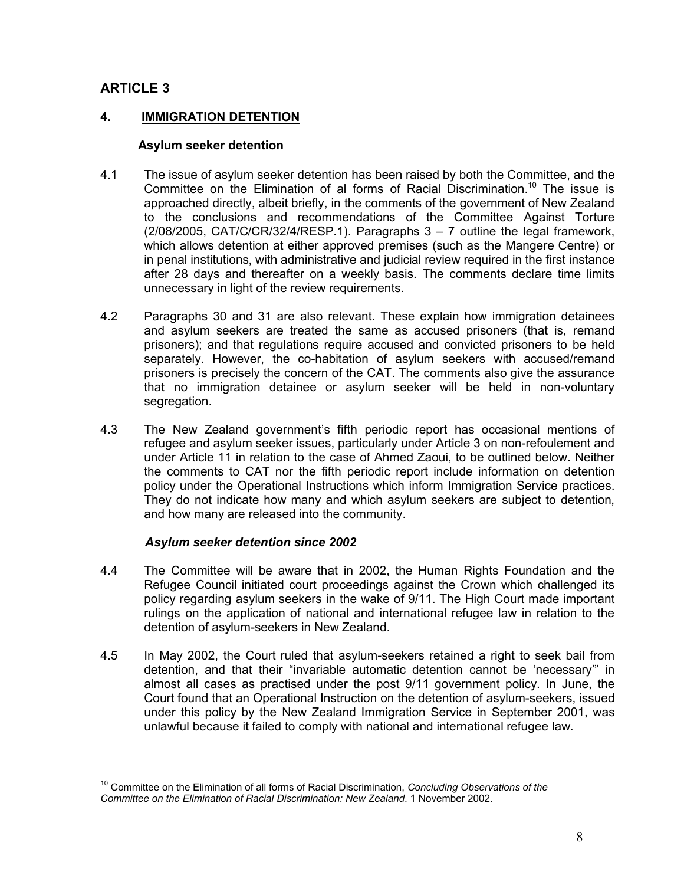## ARTICLE 3

### 4. IMMIGRATION DETENTION

#### Asylum seeker detention

4.1 The issue of asylum seeker detention has been raised by both the Committee, and the Committee on the Elimination of al forms of Racial Discrimination.[10] The issue is approached directly, albeit briefly, in the comments of the government of New Zealand to the conclusions and recommendations of the Committee Against Torture (2/08/2005, CAT/C/CR/32/4/RESP.1). Paragraphs 3 – 7 outline the legal framework, which allows detention at either approved premises (such as the Mangere Centre) or in penal institutions, with administrative and judicial review required in the first instance after 28 days and thereafter on a weekly basis. The comments declare time limits unnecessary in light of the review requirements.

4.2 Paragraphs 30 and 31 are also relevant. These explain how immigration detainees and asylum seekers are treated the same as accused prisoners (that is, remand prisoners); and that regulations require accused and convicted prisoners to be held separately. However, the co-habitation of asylum seekers with accused/remand prisoners is precisely the concern of the CAT. The comments also give the assurance that no immigration detainee or asylum seeker will be held in non-voluntary segregation.

4.3 The New Zealand government's fifth periodic report has occasional mentions of refugee and asylum seeker issues, particularly under Article 3 on non-refoulement and under Article 11 in relation to the case of Ahmed Zaoui, to be outlined below. Neither the comments to CAT nor the fifth periodic report include information on detention policy under the Operational Instructions which inform Immigration Service practices. They do not indicate how many and which asylum seekers are subject to detention, and how many are released into the community.

#### *Asylum seeker detention since 2002*

4.4 The Committee will be aware that in 2002, the Human Rights Foundation and the Refugee Council initiated court proceedings against the Crown which challenged its policy regarding asylum seekers in the wake of 9/11. The High Court made important rulings on the application of national and international refugee law in relation to the detention of asylum-seekers in New Zealand.

4.5 In May 2002, the Court ruled that asylum-seekers retained a right to seek bail from detention, and that their "invariable automatic detention cannot be 'necessary'" in almost all cases as practised under the post 9/11 government policy. In June, the Court found that an Operational Instruction on the detention of asylum-seekers, issued under this policy by the New Zealand Immigration Service in September 2001, was unlawful because it failed to comply with national and international refugee law.

---

[10] Committee on the Elimination of all forms of Racial Discrimination, *Concluding Observations of the Committee on the Elimination of Racial Discrimination: New Zealand*. 1 November 2002.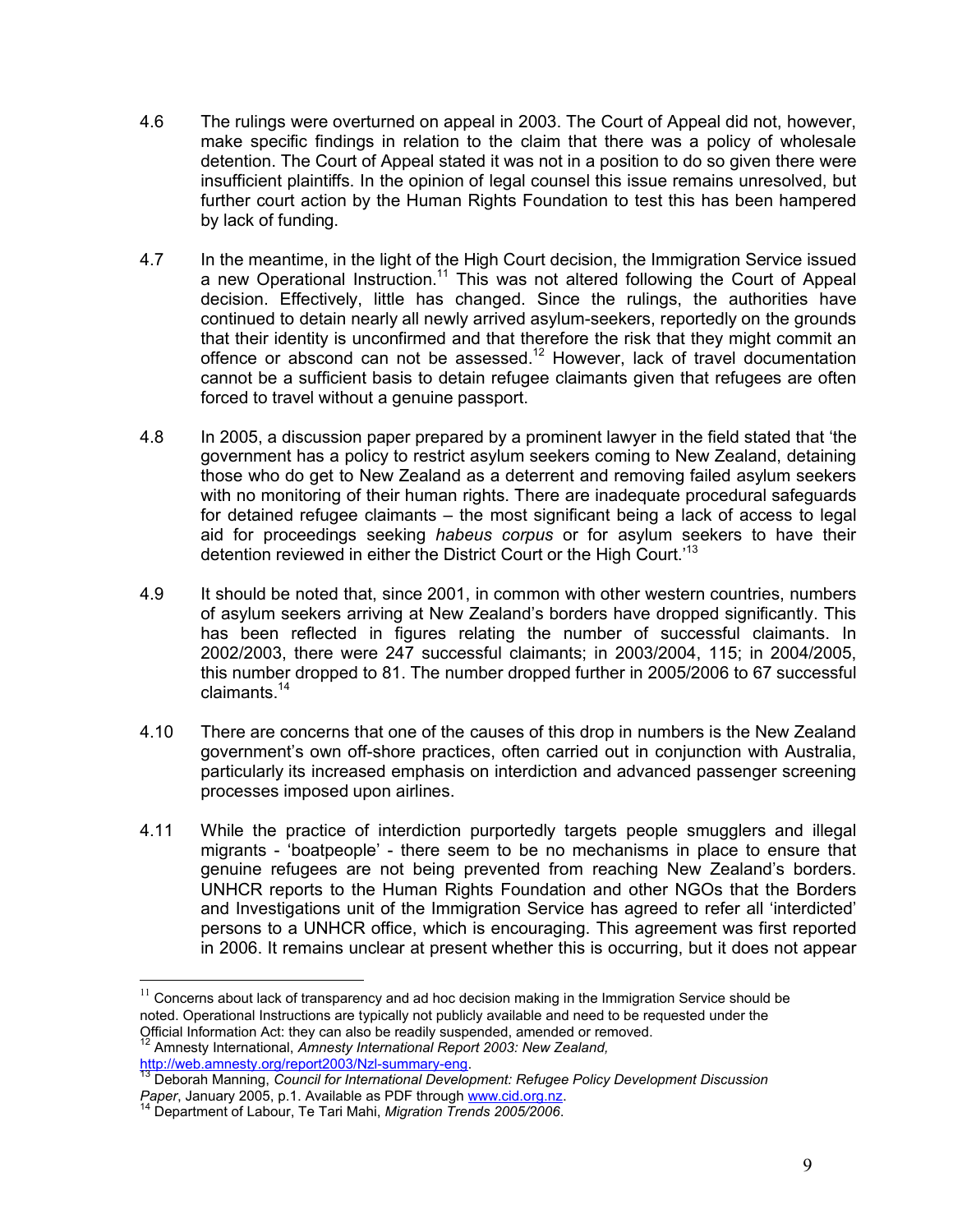4.6 The rulings were overturned on appeal in 2003. The Court of Appeal did not, however, make specific findings in relation to the claim that there was a policy of wholesale detention. The Court of Appeal stated it was not in a position to do so given there were insufficient plaintiffs. In the opinion of legal counsel this issue remains unresolved, but further court action by the Human Rights Foundation to test this has been hampered by lack of funding.

4.7 In the meantime, in the light of the High Court decision, the Immigration Service issued a new Operational Instruction.[11] This was not altered following the Court of Appeal decision. Effectively, little has changed. Since the rulings, the authorities have continued to detain nearly all newly arrived asylum-seekers, reportedly on the grounds that their identity is unconfirmed and that therefore the risk that they might commit an offence or abscond can not be assessed.[12] However, lack of travel documentation cannot be a sufficient basis to detain refugee claimants given that refugees are often forced to travel without a genuine passport.

4.8 In 2005, a discussion paper prepared by a prominent lawyer in the field stated that 'the government has a policy to restrict asylum seekers coming to New Zealand, detaining those who do get to New Zealand as a deterrent and removing failed asylum seekers with no monitoring of their human rights. There are inadequate procedural safeguards for detained refugee claimants – the most significant being a lack of access to legal aid for proceedings seeking *habeus corpus* or for asylum seekers to have their detention reviewed in either the District Court or the High Court.'[13]

4.9 It should be noted that, since 2001, in common with other western countries, numbers of asylum seekers arriving at New Zealand's borders have dropped significantly. This has been reflected in figures relating the number of successful claimants. In 2002/2003, there were 247 successful claimants; in 2003/2004, 115; in 2004/2005, this number dropped to 81. The number dropped further in 2005/2006 to 67 successful claimants.[14]

4.10 There are concerns that one of the causes of this drop in numbers is the New Zealand government's own off-shore practices, often carried out in conjunction with Australia, particularly its increased emphasis on interdiction and advanced passenger screening processes imposed upon airlines.

4.11 While the practice of interdiction purportedly targets people smugglers and illegal migrants - 'boatpeople' - there seem to be no mechanisms in place to ensure that genuine refugees are not being prevented from reaching New Zealand's borders. UNHCR reports to the Human Rights Foundation and other NGOs that the Borders and Investigations unit of the Immigration Service has agreed to refer all 'interdicted' persons to a UNHCR office, which is encouraging. This agreement was first reported in 2006. It remains unclear at present whether this is occurring, but it does not appear

---

[11] Concerns about lack of transparency and ad hoc decision making in the Immigration Service should be noted. Operational Instructions are typically not publicly available and need to be requested under the Official Information Act: they can also be readily suspended, amended or removed.

[12] Amnesty International, *Amnesty International Report 2003: New Zealand,* http://web.amnesty.org/report2003/Nzl-summary-eng.

[13] Deborah Manning, *Council for International Development: Refugee Policy Development Discussion Paper*, January 2005, p.1. Available as PDF through www.cid.org.nz.

[14] Department of Labour, Te Tari Mahi, *Migration Trends 2005/2006*.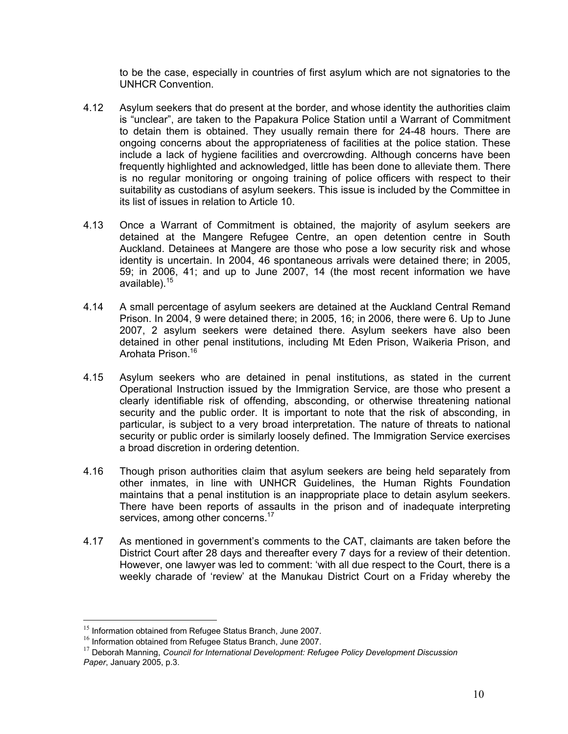to be the case, especially in countries of first asylum which are not signatories to the UNHCR Convention.

4.12 Asylum seekers that do present at the border, and whose identity the authorities claim is "unclear", are taken to the Papakura Police Station until a Warrant of Commitment to detain them is obtained. They usually remain there for 24-48 hours. There are ongoing concerns about the appropriateness of facilities at the police station. These include a lack of hygiene facilities and overcrowding. Although concerns have been frequently highlighted and acknowledged, little has been done to alleviate them. There is no regular monitoring or ongoing training of police officers with respect to their suitability as custodians of asylum seekers. This issue is included by the Committee in its list of issues in relation to Article 10.

4.13 Once a Warrant of Commitment is obtained, the majority of asylum seekers are detained at the Mangere Refugee Centre, an open detention centre in South Auckland. Detainees at Mangere are those who pose a low security risk and whose identity is uncertain. In 2004, 46 spontaneous arrivals were detained there; in 2005, 59; in 2006, 41; and up to June 2007, 14 (the most recent information we have available).[15]

4.14 A small percentage of asylum seekers are detained at the Auckland Central Remand Prison. In 2004, 9 were detained there; in 2005, 16; in 2006, there were 6. Up to June 2007, 2 asylum seekers were detained there. Asylum seekers have also been detained in other penal institutions, including Mt Eden Prison, Waikeria Prison, and Arohata Prison.[16]

4.15 Asylum seekers who are detained in penal institutions, as stated in the current Operational Instruction issued by the Immigration Service, are those who present a clearly identifiable risk of offending, absconding, or otherwise threatening national security and the public order. It is important to note that the risk of absconding, in particular, is subject to a very broad interpretation. The nature of threats to national security or public order is similarly loosely defined. The Immigration Service exercises a broad discretion in ordering detention.

4.16 Though prison authorities claim that asylum seekers are being held separately from other inmates, in line with UNHCR Guidelines, the Human Rights Foundation maintains that a penal institution is an inappropriate place to detain asylum seekers. There have been reports of assaults in the prison and of inadequate interpreting services, among other concerns.[17]

4.17 As mentioned in government's comments to the CAT, claimants are taken before the District Court after 28 days and thereafter every 7 days for a review of their detention. However, one lawyer was led to comment: 'with all due respect to the Court, there is a weekly charade of 'review' at the Manukau District Court on a Friday whereby the

---

[15] Information obtained from Refugee Status Branch, June 2007.

[16] Information obtained from Refugee Status Branch, June 2007.

[17] Deborah Manning, *Council for International Development: Refugee Policy Development Discussion Paper*, January 2005, p.3.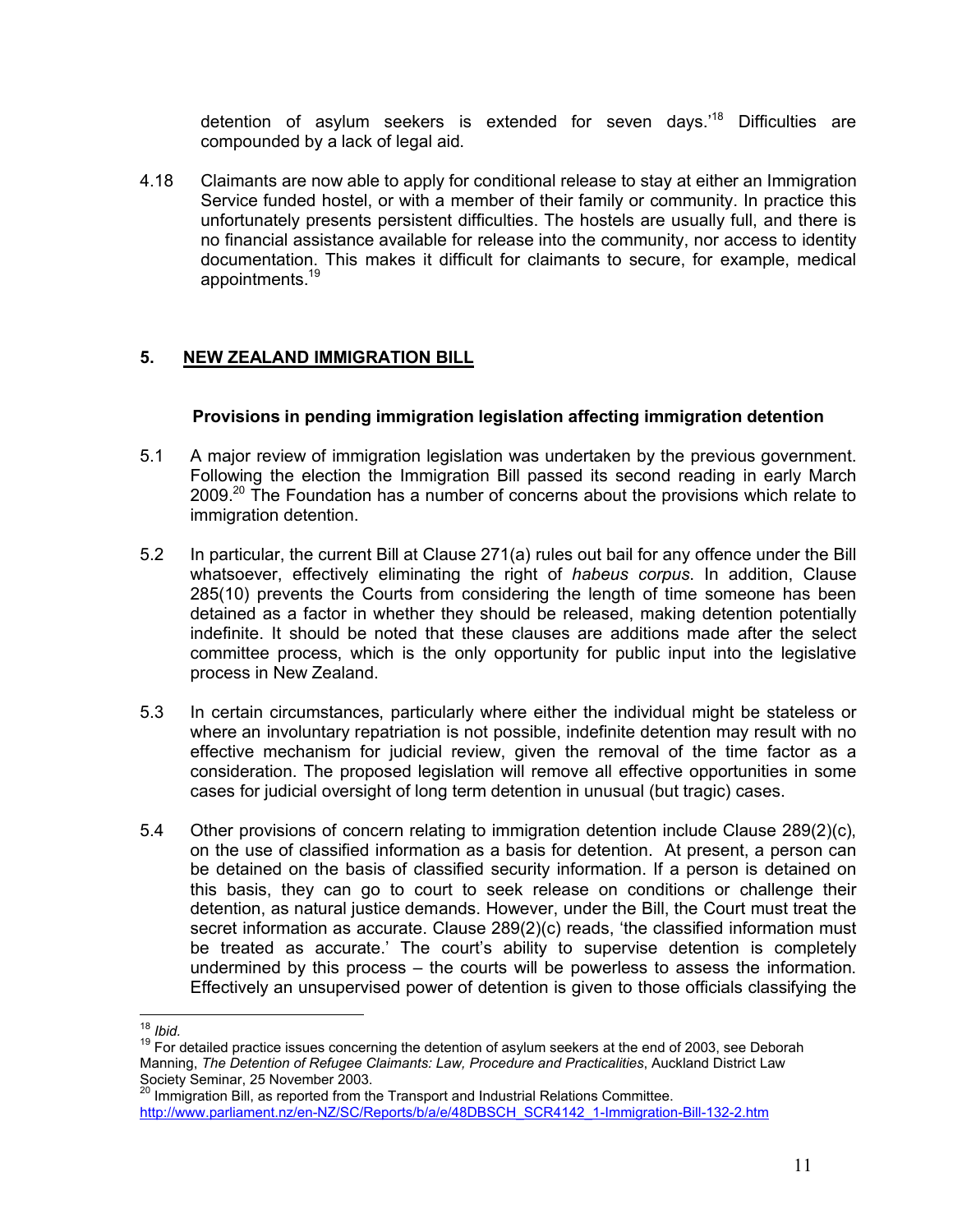detention of asylum seekers is extended for seven days.'[18] Difficulties are compounded by a lack of legal aid.

4.18 Claimants are now able to apply for conditional release to stay at either an Immigration Service funded hostel, or with a member of their family or community. In practice this unfortunately presents persistent difficulties. The hostels are usually full, and there is no financial assistance available for release into the community, nor access to identity documentation. This makes it difficult for claimants to secure, for example, medical appointments.[19]

## 5. NEW ZEALAND IMMIGRATION BILL

### Provisions in pending immigration legislation affecting immigration detention

5.1 A major review of immigration legislation was undertaken by the previous government. Following the election the Immigration Bill passed its second reading in early March 2009.[20] The Foundation has a number of concerns about the provisions which relate to immigration detention.

5.2 In particular, the current Bill at Clause 271(a) rules out bail for any offence under the Bill whatsoever, effectively eliminating the right of *habeus corpus*. In addition, Clause 285(10) prevents the Courts from considering the length of time someone has been detained as a factor in whether they should be released, making detention potentially indefinite. It should be noted that these clauses are additions made after the select committee process, which is the only opportunity for public input into the legislative process in New Zealand.

5.3 In certain circumstances, particularly where either the individual might be stateless or where an involuntary repatriation is not possible, indefinite detention may result with no effective mechanism for judicial review, given the removal of the time factor as a consideration. The proposed legislation will remove all effective opportunities in some cases for judicial oversight of long term detention in unusual (but tragic) cases.

5.4 Other provisions of concern relating to immigration detention include Clause 289(2)(c), on the use of classified information as a basis for detention. At present, a person can be detained on the basis of classified security information. If a person is detained on this basis, they can go to court to seek release on conditions or challenge their detention, as natural justice demands. However, under the Bill, the Court must treat the secret information as accurate. Clause 289(2)(c) reads, 'the classified information must be treated as accurate.' The court's ability to supervise detention is completely undermined by this process – the courts will be powerless to assess the information. Effectively an unsupervised power of detention is given to those officials classifying the

---

[18] *Ibid.*

[19] For detailed practice issues concerning the detention of asylum seekers at the end of 2003, see Deborah Manning, *The Detention of Refugee Claimants: Law, Procedure and Practicalities*, Auckland District Law Society Seminar, 25 November 2003.

[20] Immigration Bill, as reported from the Transport and Industrial Relations Committee. http://www.parliament.nz/en-NZ/SC/Reports/b/a/e/48DBSCH_SCR4142_1-Immigration-Bill-132-2.htm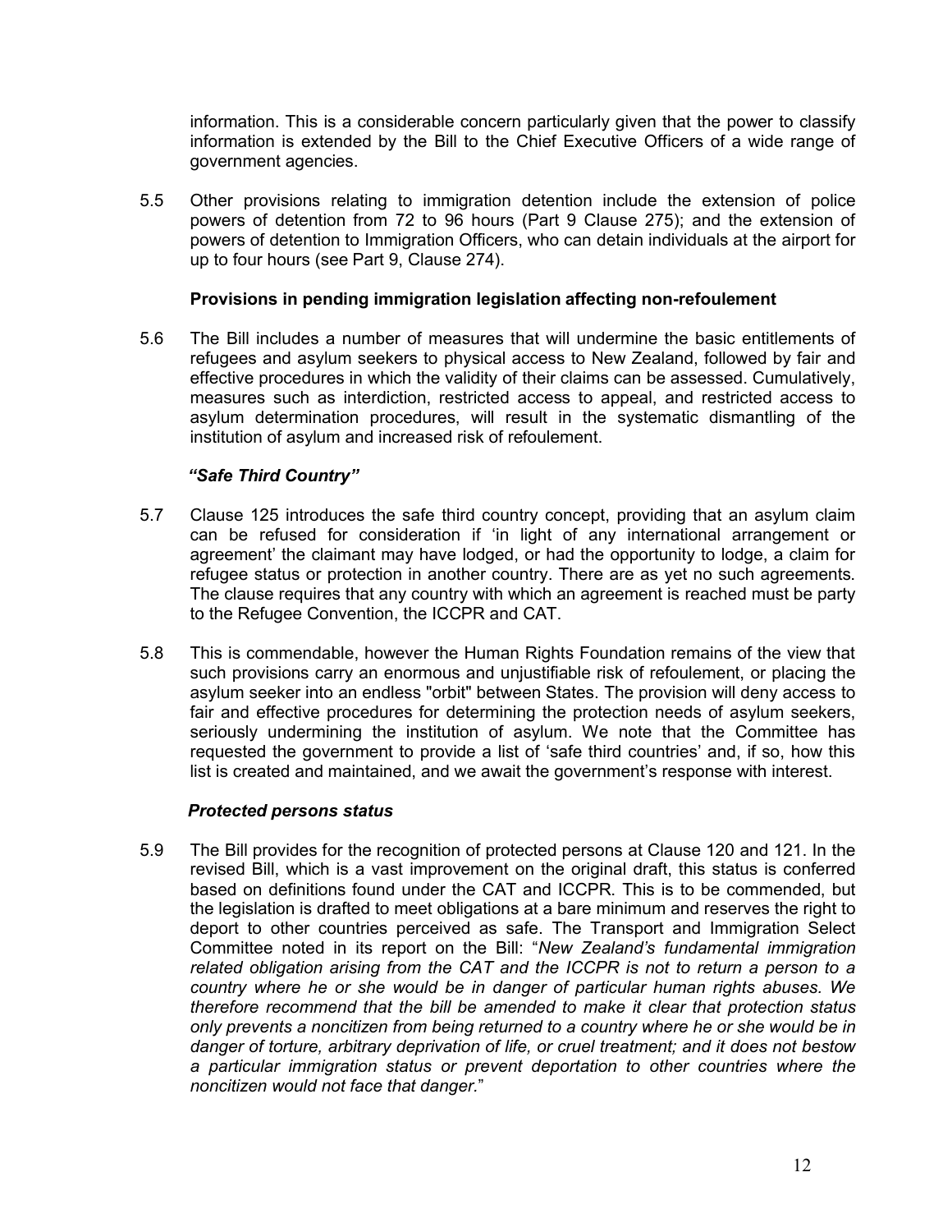information. This is a considerable concern particularly given that the power to classify information is extended by the Bill to the Chief Executive Officers of a wide range of government agencies.

5.5 Other provisions relating to immigration detention include the extension of police powers of detention from 72 to 96 hours (Part 9 Clause 275); and the extension of powers of detention to Immigration Officers, who can detain individuals at the airport for up to four hours (see Part 9, Clause 274).

**Provisions in pending immigration legislation affecting non-refoulement**

5.6 The Bill includes a number of measures that will undermine the basic entitlements of refugees and asylum seekers to physical access to New Zealand, followed by fair and effective procedures in which the validity of their claims can be assessed. Cumulatively, measures such as interdiction, restricted access to appeal, and restricted access to asylum determination procedures, will result in the systematic dismantling of the institution of asylum and increased risk of refoulement.

***"Safe Third Country"***

5.7 Clause 125 introduces the safe third country concept, providing that an asylum claim can be refused for consideration if 'in light of any international arrangement or agreement' the claimant may have lodged, or had the opportunity to lodge, a claim for refugee status or protection in another country. There are as yet no such agreements. The clause requires that any country with which an agreement is reached must be party to the Refugee Convention, the ICCPR and CAT.

5.8 This is commendable, however the Human Rights Foundation remains of the view that such provisions carry an enormous and unjustifiable risk of refoulement, or placing the asylum seeker into an endless "orbit" between States. The provision will deny access to fair and effective procedures for determining the protection needs of asylum seekers, seriously undermining the institution of asylum. We note that the Committee has requested the government to provide a list of 'safe third countries' and, if so, how this list is created and maintained, and we await the government's response with interest.

***Protected persons status***

5.9 The Bill provides for the recognition of protected persons at Clause 120 and 121. In the revised Bill, which is a vast improvement on the original draft, this status is conferred based on definitions found under the CAT and ICCPR. This is to be commended, but the legislation is drafted to meet obligations at a bare minimum and reserves the right to deport to other countries perceived as safe. The Transport and Immigration Select Committee noted in its report on the Bill: "*New Zealand's fundamental immigration related obligation arising from the CAT and the ICCPR is not to return a person to a country where he or she would be in danger of particular human rights abuses. We therefore recommend that the bill be amended to make it clear that protection status only prevents a noncitizen from being returned to a country where he or she would be in danger of torture, arbitrary deprivation of life, or cruel treatment; and it does not bestow a particular immigration status or prevent deportation to other countries where the noncitizen would not face that danger.*"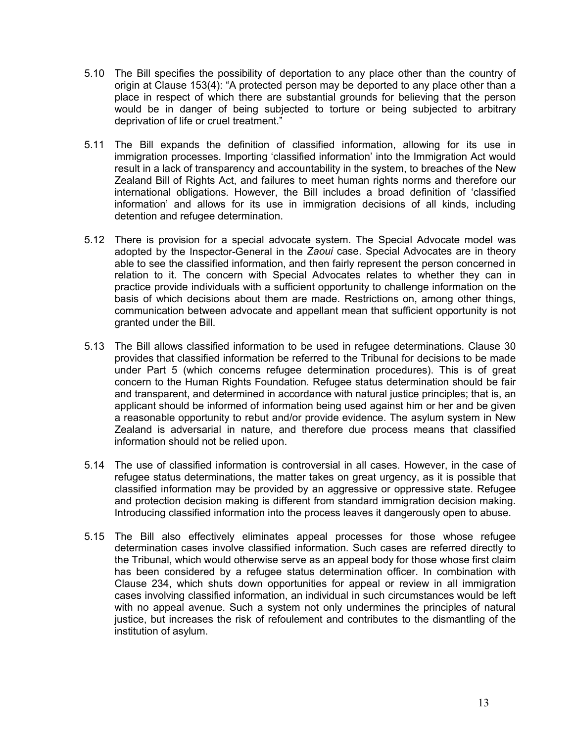5.10 The Bill specifies the possibility of deportation to any place other than the country of origin at Clause 153(4): "A protected person may be deported to any place other than a place in respect of which there are substantial grounds for believing that the person would be in danger of being subjected to torture or being subjected to arbitrary deprivation of life or cruel treatment."

5.11 The Bill expands the definition of classified information, allowing for its use in immigration processes. Importing 'classified information' into the Immigration Act would result in a lack of transparency and accountability in the system, to breaches of the New Zealand Bill of Rights Act, and failures to meet human rights norms and therefore our international obligations. However, the Bill includes a broad definition of 'classified information' and allows for its use in immigration decisions of all kinds, including detention and refugee determination.

5.12 There is provision for a special advocate system. The Special Advocate model was adopted by the Inspector-General in the *Zaoui* case. Special Advocates are in theory able to see the classified information, and then fairly represent the person concerned in relation to it. The concern with Special Advocates relates to whether they can in practice provide individuals with a sufficient opportunity to challenge information on the basis of which decisions about them are made. Restrictions on, among other things, communication between advocate and appellant mean that sufficient opportunity is not granted under the Bill.

5.13 The Bill allows classified information to be used in refugee determinations. Clause 30 provides that classified information be referred to the Tribunal for decisions to be made under Part 5 (which concerns refugee determination procedures). This is of great concern to the Human Rights Foundation. Refugee status determination should be fair and transparent, and determined in accordance with natural justice principles; that is, an applicant should be informed of information being used against him or her and be given a reasonable opportunity to rebut and/or provide evidence. The asylum system in New Zealand is adversarial in nature, and therefore due process means that classified information should not be relied upon.

5.14 The use of classified information is controversial in all cases. However, in the case of refugee status determinations, the matter takes on great urgency, as it is possible that classified information may be provided by an aggressive or oppressive state. Refugee and protection decision making is different from standard immigration decision making. Introducing classified information into the process leaves it dangerously open to abuse.

5.15 The Bill also effectively eliminates appeal processes for those whose refugee determination cases involve classified information. Such cases are referred directly to the Tribunal, which would otherwise serve as an appeal body for those whose first claim has been considered by a refugee status determination officer. In combination with Clause 234, which shuts down opportunities for appeal or review in all immigration cases involving classified information, an individual in such circumstances would be left with no appeal avenue. Such a system not only undermines the principles of natural justice, but increases the risk of refoulement and contributes to the dismantling of the institution of asylum.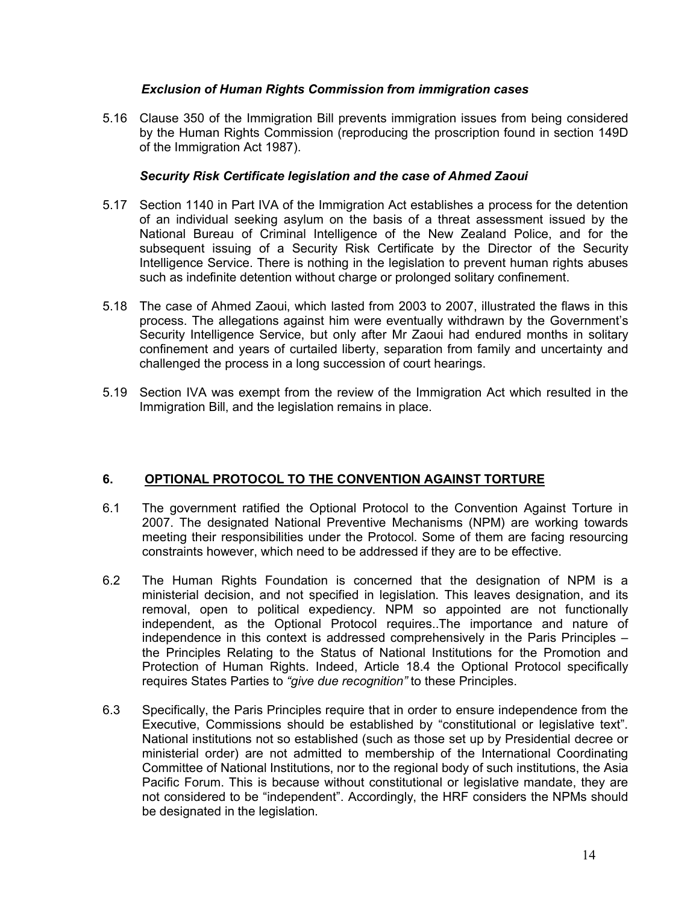### *Exclusion of Human Rights Commission from immigration cases*

5.16 Clause 350 of the Immigration Bill prevents immigration issues from being considered by the Human Rights Commission (reproducing the proscription found in section 149D of the Immigration Act 1987).

### *Security Risk Certificate legislation and the case of Ahmed Zaoui*

5.17 Section 1140 in Part IVA of the Immigration Act establishes a process for the detention of an individual seeking asylum on the basis of a threat assessment issued by the National Bureau of Criminal Intelligence of the New Zealand Police, and for the subsequent issuing of a Security Risk Certificate by the Director of the Security Intelligence Service. There is nothing in the legislation to prevent human rights abuses such as indefinite detention without charge or prolonged solitary confinement.

5.18 The case of Ahmed Zaoui, which lasted from 2003 to 2007, illustrated the flaws in this process. The allegations against him were eventually withdrawn by the Government's Security Intelligence Service, but only after Mr Zaoui had endured months in solitary confinement and years of curtailed liberty, separation from family and uncertainty and challenged the process in a long succession of court hearings.

5.19 Section IVA was exempt from the review of the Immigration Act which resulted in the Immigration Bill, and the legislation remains in place.

## 6. OPTIONAL PROTOCOL TO THE CONVENTION AGAINST TORTURE

6.1 The government ratified the Optional Protocol to the Convention Against Torture in 2007. The designated National Preventive Mechanisms (NPM) are working towards meeting their responsibilities under the Protocol. Some of them are facing resourcing constraints however, which need to be addressed if they are to be effective.

6.2 The Human Rights Foundation is concerned that the designation of NPM is a ministerial decision, and not specified in legislation. This leaves designation, and its removal, open to political expediency. NPM so appointed are not functionally independent, as the Optional Protocol requires..The importance and nature of independence in this context is addressed comprehensively in the Paris Principles – the Principles Relating to the Status of National Institutions for the Promotion and Protection of Human Rights. Indeed, Article 18.4 the Optional Protocol specifically requires States Parties to *"give due recognition"* to these Principles.

6.3 Specifically, the Paris Principles require that in order to ensure independence from the Executive, Commissions should be established by "constitutional or legislative text". National institutions not so established (such as those set up by Presidential decree or ministerial order) are not admitted to membership of the International Coordinating Committee of National Institutions, nor to the regional body of such institutions, the Asia Pacific Forum. This is because without constitutional or legislative mandate, they are not considered to be "independent". Accordingly, the HRF considers the NPMs should be designated in the legislation.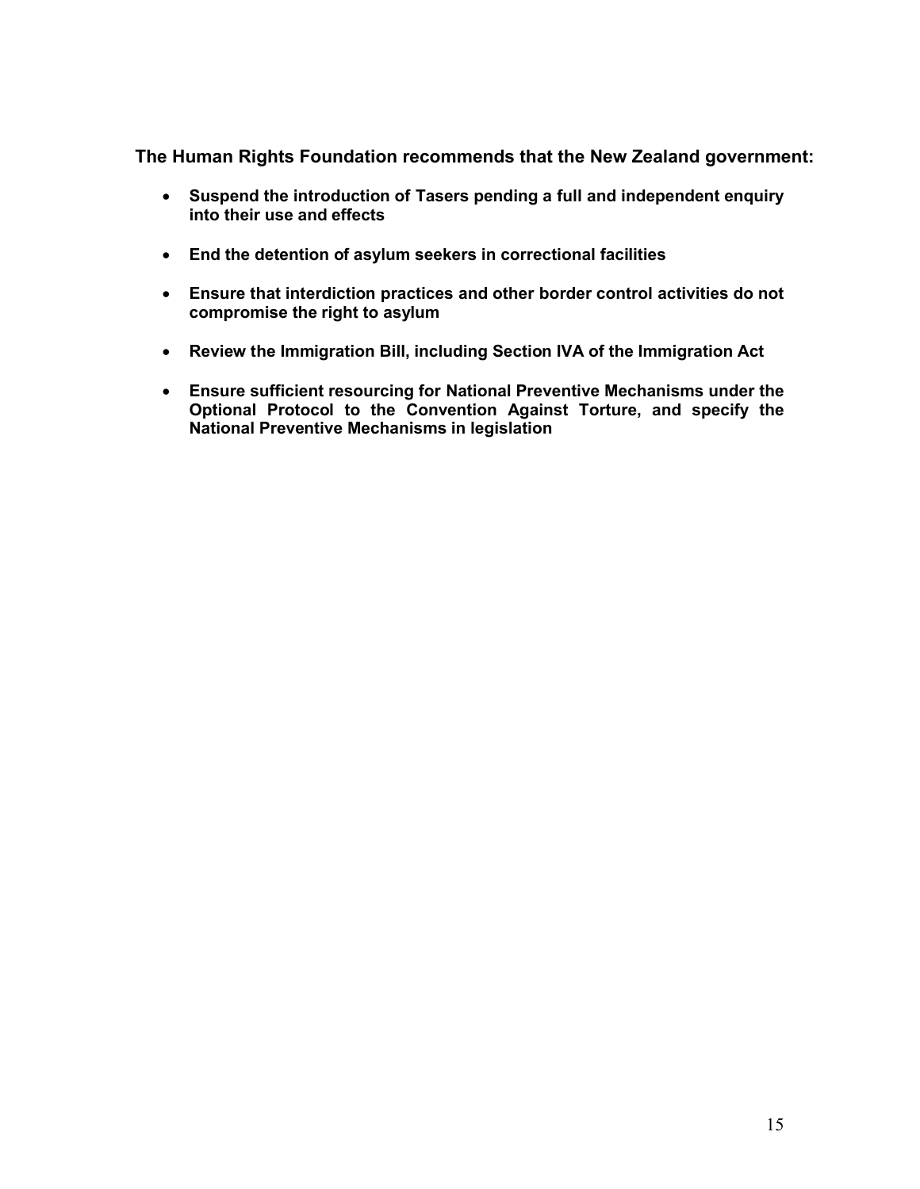**The Human Rights Foundation recommends that the New Zealand government:**

- **Suspend the introduction of Tasers pending a full and independent enquiry into their use and effects**
- **End the detention of asylum seekers in correctional facilities**
- **Ensure that interdiction practices and other border control activities do not compromise the right to asylum**
- **Review the Immigration Bill, including Section IVA of the Immigration Act**
- **Ensure sufficient resourcing for National Preventive Mechanisms under the Optional Protocol to the Convention Against Torture, and specify the National Preventive Mechanisms in legislation**